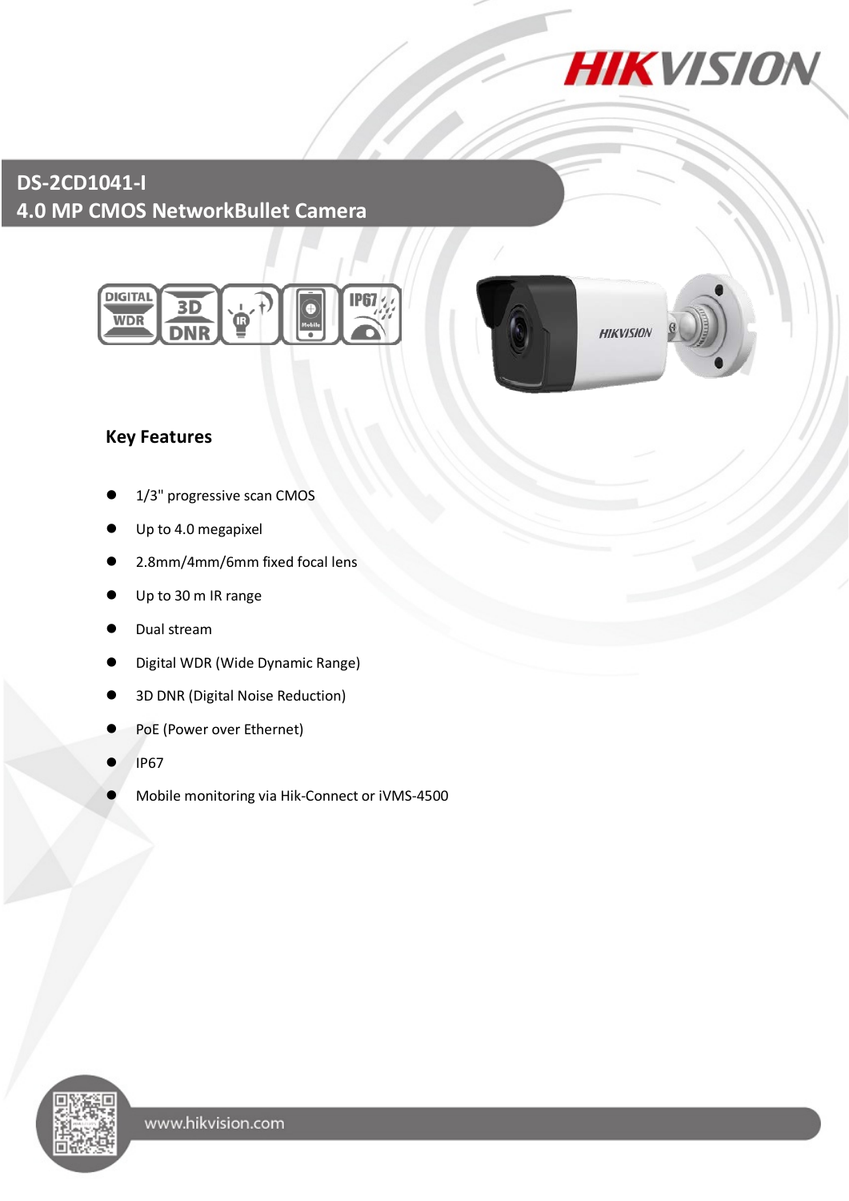# DS-2CD1041-I

## 4.0 MP CMOS NetworkBullet Camera

### Key Features

- 1/3" progressive scan CMOS
- Up to 4.0 megapixel
- 2.8mm/4mm/6mm fixed focal lens
- Up to 30 m IR range
- Dual stream
- Digital WDR (Wide Dynamic Range)
- 3D DNR (Digital Noise Reduction)
- PoE (Power over Ethernet)
- IP67
- Mobile monitoring via Hik-Connect or iVMS-4500

www.hikvision.com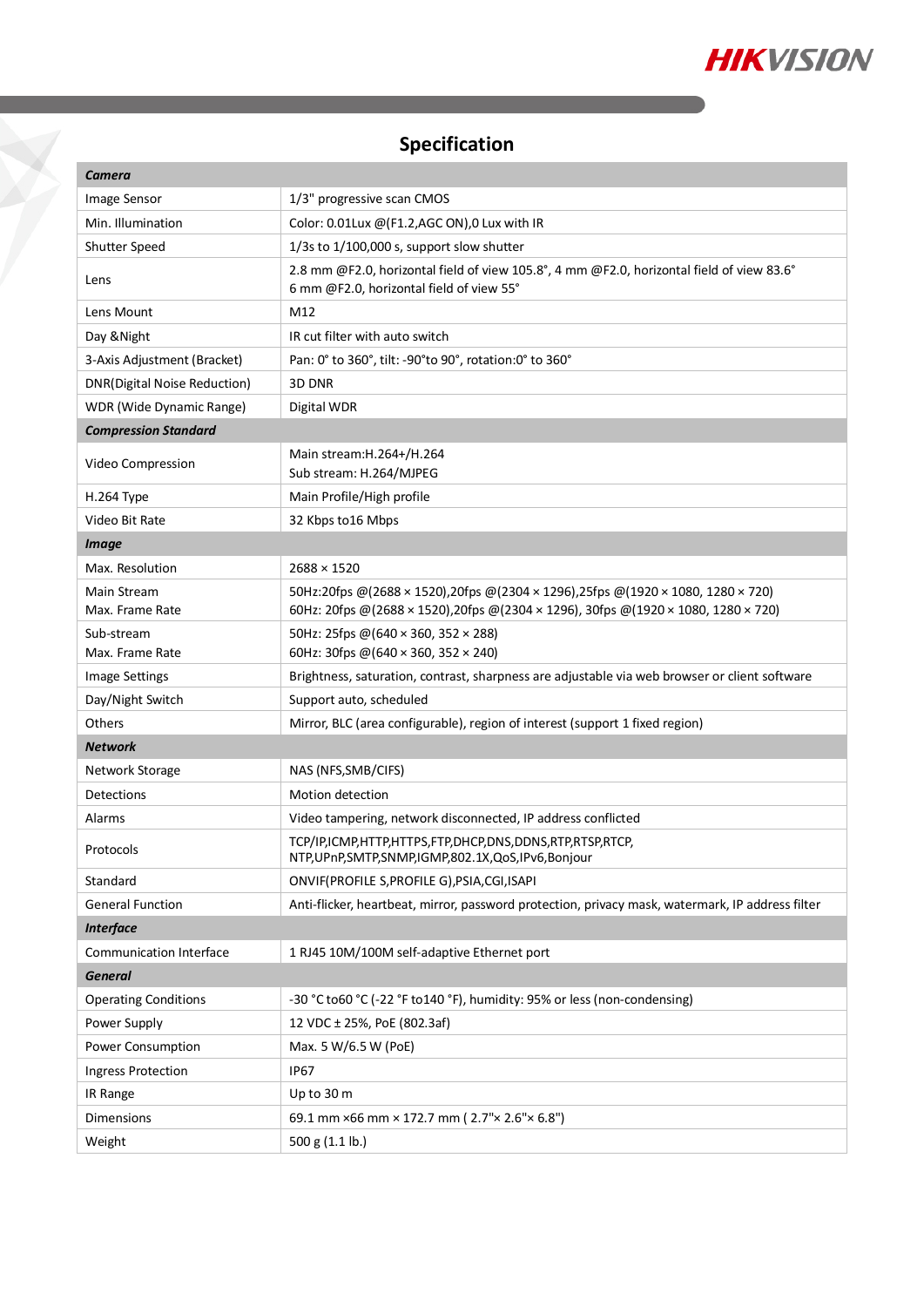# Specification

| Camera | |
|---|---|
| Image Sensor | 1/3" progressive scan CMOS |
| Min. Illumination | Color: 0.01Lux @(F1.2,AGC ON),0 Lux with IR |
| Shutter Speed | 1/3s to 1/100,000 s, support slow shutter |
| Lens | 2.8 mm @F2.0, horizontal field of view 105.8°, 4 mm @F2.0, horizontal field of view 83.6° 6 mm @F2.0, horizontal field of view 55° |
| Lens Mount | M12 |
| Day &Night | IR cut filter with auto switch |
| 3-Axis Adjustment (Bracket) | Pan: 0° to 360°, tilt: -90°to 90°, rotation:0° to 360° |
| DNR(Digital Noise Reduction) | 3D DNR |
| WDR (Wide Dynamic Range) | Digital WDR |
| ***Compression Standard*** | |
| Video Compression | Main stream:H.264+/H.264<br>Sub stream: H.264/MJPEG |
| H.264 Type | Main Profile/High profile |
| Video Bit Rate | 32 Kbps to16 Mbps |
| ***Image*** | |
| Max. Resolution | 2688 × 1520 |
| Main Stream<br>Max. Frame Rate | 50Hz:20fps @(2688 × 1520),20fps @(2304 × 1296),25fps @(1920 × 1080, 1280 × 720)<br>60Hz: 20fps @(2688 × 1520),20fps @(2304 × 1296), 30fps @(1920 × 1080, 1280 × 720) |
| Sub-stream<br>Max. Frame Rate | 50Hz: 25fps @(640 × 360, 352 × 288)<br>60Hz: 30fps @(640 × 360, 352 × 240) |
| Image Settings | Brightness, saturation, contrast, sharpness are adjustable via web browser or client software |
| Day/Night Switch | Support auto, scheduled |
| Others | Mirror, BLC (area configurable), region of interest (support 1 fixed region) |
| ***Network*** | |
| Network Storage | NAS (NFS,SMB/CIFS) |
| Detections | Motion detection |
| Alarms | Video tampering, network disconnected, IP address conflicted |
| Protocols | TCP/IP,ICMP,HTTP,HTTPS,FTP,DHCP,DNS,DDNS,RTP,RTSP,RTCP,<br>NTP,UPnP,SMTP,SNMP,IGMP,802.1X,QoS,IPv6,Bonjour |
| Standard | ONVIF(PROFILE S,PROFILE G),PSIA,CGI,ISAPI |
| General Function | Anti-flicker, heartbeat, mirror, password protection, privacy mask, watermark, IP address filter |
| ***Interface*** | |
| Communication Interface | 1 RJ45 10M/100M self-adaptive Ethernet port |
| ***General*** | |
| Operating Conditions | -30 °C to60 °C (-22 °F to140 °F), humidity: 95% or less (non-condensing) |
| Power Supply | 12 VDC ± 25%, PoE (802.3af) |
| Power Consumption | Max. 5 W/6.5 W (PoE) |
| Ingress Protection | IP67 |
| IR Range | Up to 30 m |
| Dimensions | 69.1 mm ×66 mm × 172.7 mm ( 2.7"× 2.6"× 6.8") |
| Weight | 500 g (1.1 lb.) |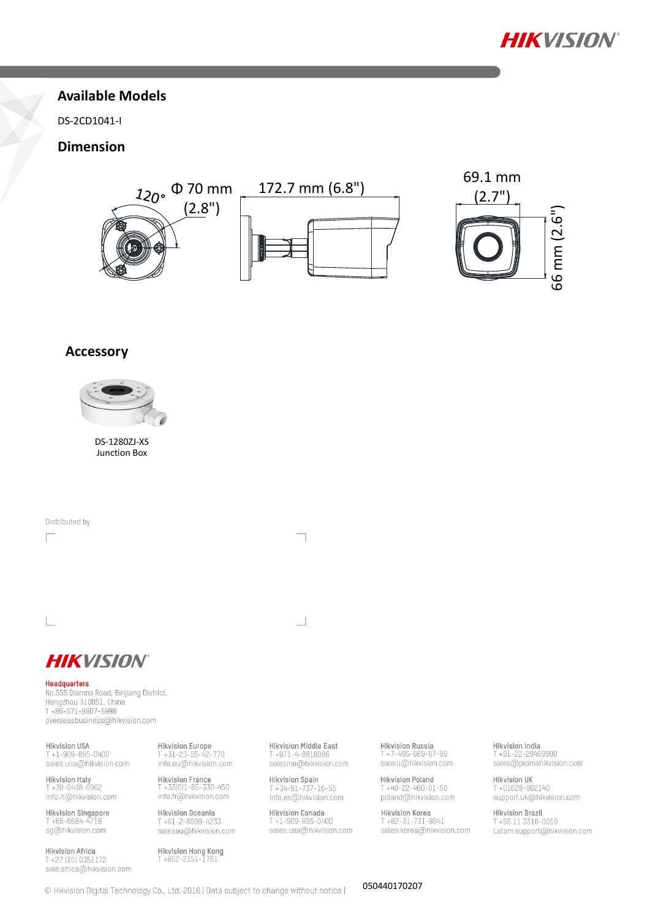## Available Models

DS-2CD1041-I

## Dimension

120°
Φ 70 mm
(2.8")
172.7 mm (6.8")
69.1 mm
(2.7")
66 mm (2.6")

## Accessory

DS-1280ZJ-XS
Junction Box

Distributed by

**HIKVISION**

**Headquarters**
No.555 Qianmo Road, Binjiang District,
Hangzhou 310051, China
T +86-571-8807-5998
overseasbusiness@hikvision.com

Hikvision USA
T +1-909-895-0400
sales.usa@hikvision.com

Hikvision Europe
T +31-23-55-42-770
info.eu@hikvision.com

Hikvision Middle East
T +971-4-8816086
salesme@hikvision.com

Hikvision Russia
T +7-495-669-67-99
saleru@hikvision.com

Hikvision India
T +91-22-28469900
sales@pramahikvision.com

Hikvision Italy
T +39-0438-6902
info.it@hikvision.com

Hikvision France
T +33(0)1-85-330-450
info.fr@hikvision.com

Hikvision Spain
T +34-91-737-16-55
info.es@hikvision.com

Hikvision Poland
T +48-22-460-01-50
poland@hikvision.com

Hikvision UK
T +01628-902140
support.uk@hikvision.com

Hikvision Singapore
T +65-6684-4718
sg@hikvision.com

Hikvision Oceania
T +61-2-8599-4233
salesau@hikvision.com

Hikvision Canada
T +1-909-895-0400
sales.usa@hikvision.com

Hikvision Korea
T +82-31-731-8841
sales.korea@hikvision.com

Hikvision Brazil
T +55 11 3318-0050
Latam.support@hikvision.com

Hikvision Africa
T +27 (10) 0351172
sale.africa@hikvision.com

Hikvision Hong Kong
T +852-2151-1761

© Hikvision Digital Technology Co., Ltd. 2016 | Data subject to change without notice | 050440170207